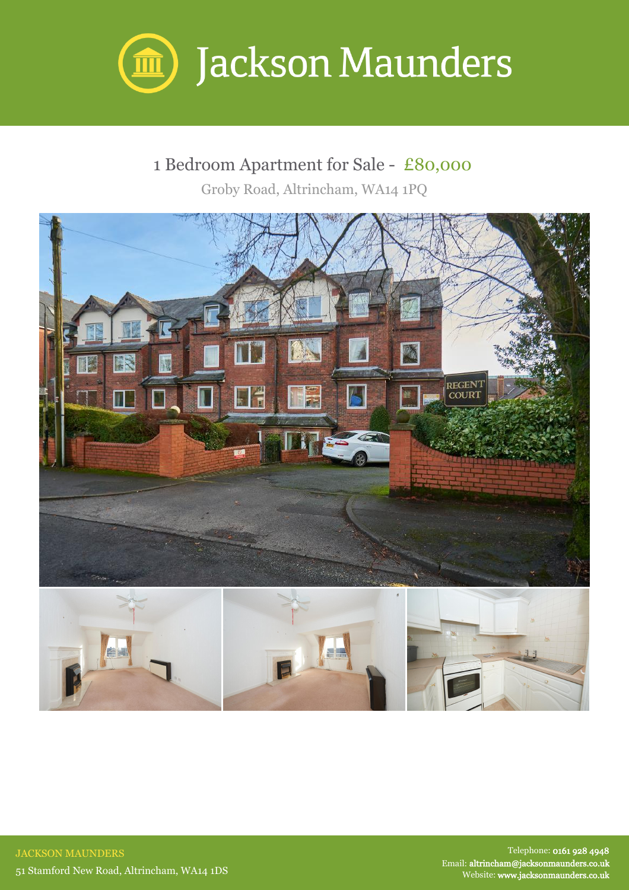# Jackson Maunders

## 1 Bedroom Apartment for Sale - £80,000

Groby Road, Altrincham, WA14 1PQ

JACKSON MAUNDERS

51 Stamford New Road, Altrincham, WA14 1DS

Telephone: **0161 928 4948**

Email: **altrincham@jacksonmaunders.co.uk**

Website: **www.jacksonmaunders.co.uk**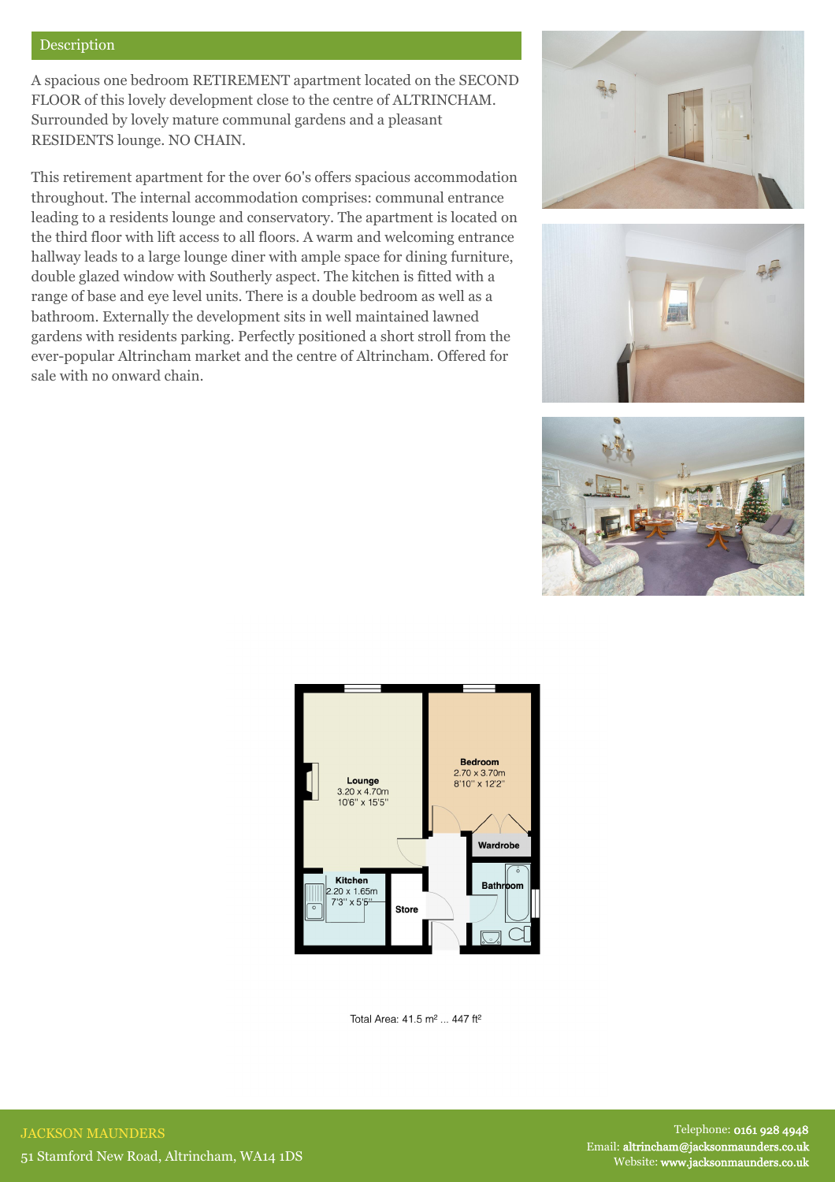## Description

A spacious one bedroom RETIREMENT apartment located on the SECOND FLOOR of this lovely development close to the centre of ALTRINCHAM. Surrounded by lovely mature communal gardens and a pleasant RESIDENTS lounge. NO CHAIN.

This retirement apartment for the over 60's offers spacious accommodation throughout. The internal accommodation comprises: communal entrance leading to a residents lounge and conservatory. The apartment is located on the third floor with lift access to all floors. A warm and welcoming entrance hallway leads to a large lounge diner with ample space for dining furniture, double glazed window with Southerly aspect. The kitchen is fitted with a range of base and eye level units. There is a double bedroom as well as a bathroom. Externally the development sits in well maintained lawned gardens with residents parking. Perfectly positioned a short stroll from the ever-popular Altrincham market and the centre of Altrincham. Offered for sale with no onward chain.

Lounge
3.20 x 4.70m
10'6" x 15'5"

Bedroom
2.70 x 3.70m
8'10" x 12'2"

Wardrobe

Kitchen
2.20 x 1.65m
7'3" x 5'5"

Store

Bathroom

Total Area: 41.5 m² ... 447 ft²

JACKSON MAUNDERS
51 Stamford New Road, Altrincham, WA14 1DS

Telephone: **0161 928 4948**
Email: **altrincham@jacksonmaunders.co.uk**
Website: **www.jacksonmaunders.co.uk**